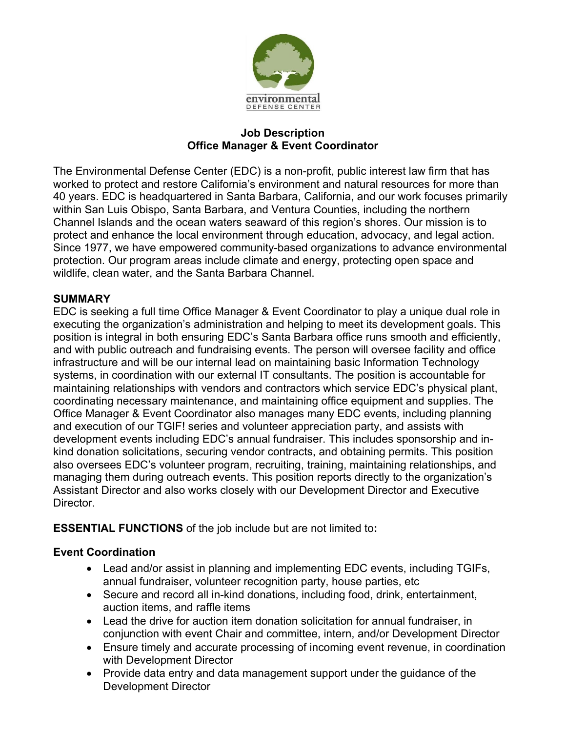environmental
DEFENSE CENTER

## Job Description
## Office Manager & Event Coordinator

The Environmental Defense Center (EDC) is a non-profit, public interest law firm that has worked to protect and restore California's environment and natural resources for more than 40 years. EDC is headquartered in Santa Barbara, California, and our work focuses primarily within San Luis Obispo, Santa Barbara, and Ventura Counties, including the northern Channel Islands and the ocean waters seaward of this region's shores. Our mission is to protect and enhance the local environment through education, advocacy, and legal action. Since 1977, we have empowered community-based organizations to advance environmental protection. Our program areas include climate and energy, protecting open space and wildlife, clean water, and the Santa Barbara Channel.

**SUMMARY**

EDC is seeking a full time Office Manager & Event Coordinator to play a unique dual role in executing the organization's administration and helping to meet its development goals. This position is integral in both ensuring EDC's Santa Barbara office runs smooth and efficiently, and with public outreach and fundraising events. The person will oversee facility and office infrastructure and will be our internal lead on maintaining basic Information Technology systems, in coordination with our external IT consultants. The position is accountable for maintaining relationships with vendors and contractors which service EDC's physical plant, coordinating necessary maintenance, and maintaining office equipment and supplies. The Office Manager & Event Coordinator also manages many EDC events, including planning and execution of our TGIF! series and volunteer appreciation party, and assists with development events including EDC's annual fundraiser. This includes sponsorship and in-kind donation solicitations, securing vendor contracts, and obtaining permits. This position also oversees EDC's volunteer program, recruiting, training, maintaining relationships, and managing them during outreach events. This position reports directly to the organization's Assistant Director and also works closely with our Development Director and Executive Director.

**ESSENTIAL FUNCTIONS** of the job include but are not limited to**:**

### Event Coordination

- Lead and/or assist in planning and implementing EDC events, including TGIFs, annual fundraiser, volunteer recognition party, house parties, etc
- Secure and record all in-kind donations, including food, drink, entertainment, auction items, and raffle items
- Lead the drive for auction item donation solicitation for annual fundraiser, in conjunction with event Chair and committee, intern, and/or Development Director
- Ensure timely and accurate processing of incoming event revenue, in coordination with Development Director
- Provide data entry and data management support under the guidance of the Development Director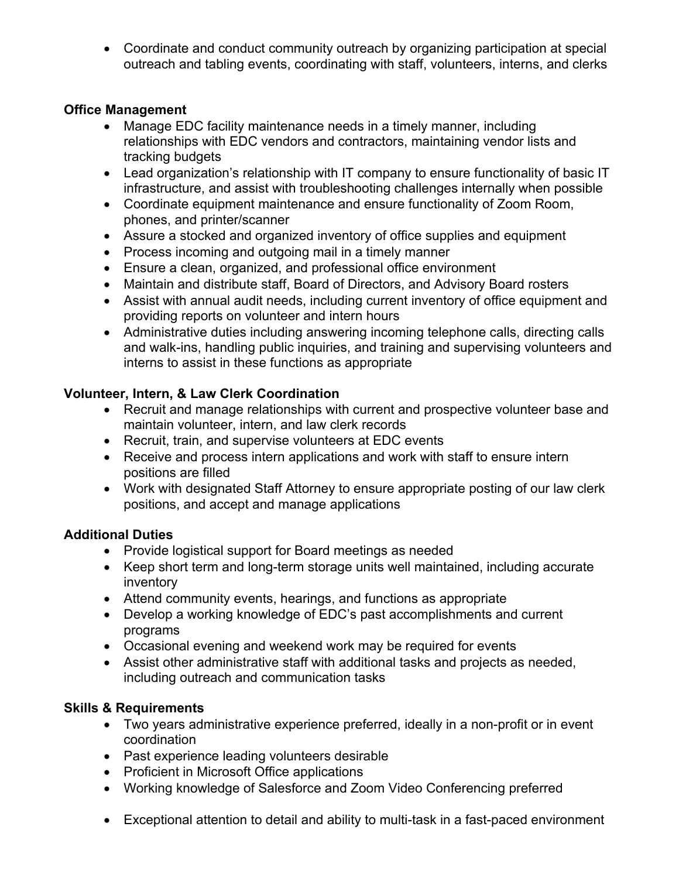- Coordinate and conduct community outreach by organizing participation at special outreach and tabling events, coordinating with staff, volunteers, interns, and clerks

**Office Management**

- Manage EDC facility maintenance needs in a timely manner, including relationships with EDC vendors and contractors, maintaining vendor lists and tracking budgets
- Lead organization's relationship with IT company to ensure functionality of basic IT infrastructure, and assist with troubleshooting challenges internally when possible
- Coordinate equipment maintenance and ensure functionality of Zoom Room, phones, and printer/scanner
- Assure a stocked and organized inventory of office supplies and equipment
- Process incoming and outgoing mail in a timely manner
- Ensure a clean, organized, and professional office environment
- Maintain and distribute staff, Board of Directors, and Advisory Board rosters
- Assist with annual audit needs, including current inventory of office equipment and providing reports on volunteer and intern hours
- Administrative duties including answering incoming telephone calls, directing calls and walk-ins, handling public inquiries, and training and supervising volunteers and interns to assist in these functions as appropriate

**Volunteer, Intern, & Law Clerk Coordination**

- Recruit and manage relationships with current and prospective volunteer base and maintain volunteer, intern, and law clerk records
- Recruit, train, and supervise volunteers at EDC events
- Receive and process intern applications and work with staff to ensure intern positions are filled
- Work with designated Staff Attorney to ensure appropriate posting of our law clerk positions, and accept and manage applications

**Additional Duties**

- Provide logistical support for Board meetings as needed
- Keep short term and long-term storage units well maintained, including accurate inventory
- Attend community events, hearings, and functions as appropriate
- Develop a working knowledge of EDC's past accomplishments and current programs
- Occasional evening and weekend work may be required for events
- Assist other administrative staff with additional tasks and projects as needed, including outreach and communication tasks

**Skills & Requirements**

- Two years administrative experience preferred, ideally in a non-profit or in event coordination
- Past experience leading volunteers desirable
- Proficient in Microsoft Office applications
- Working knowledge of Salesforce and Zoom Video Conferencing preferred
- Exceptional attention to detail and ability to multi-task in a fast-paced environment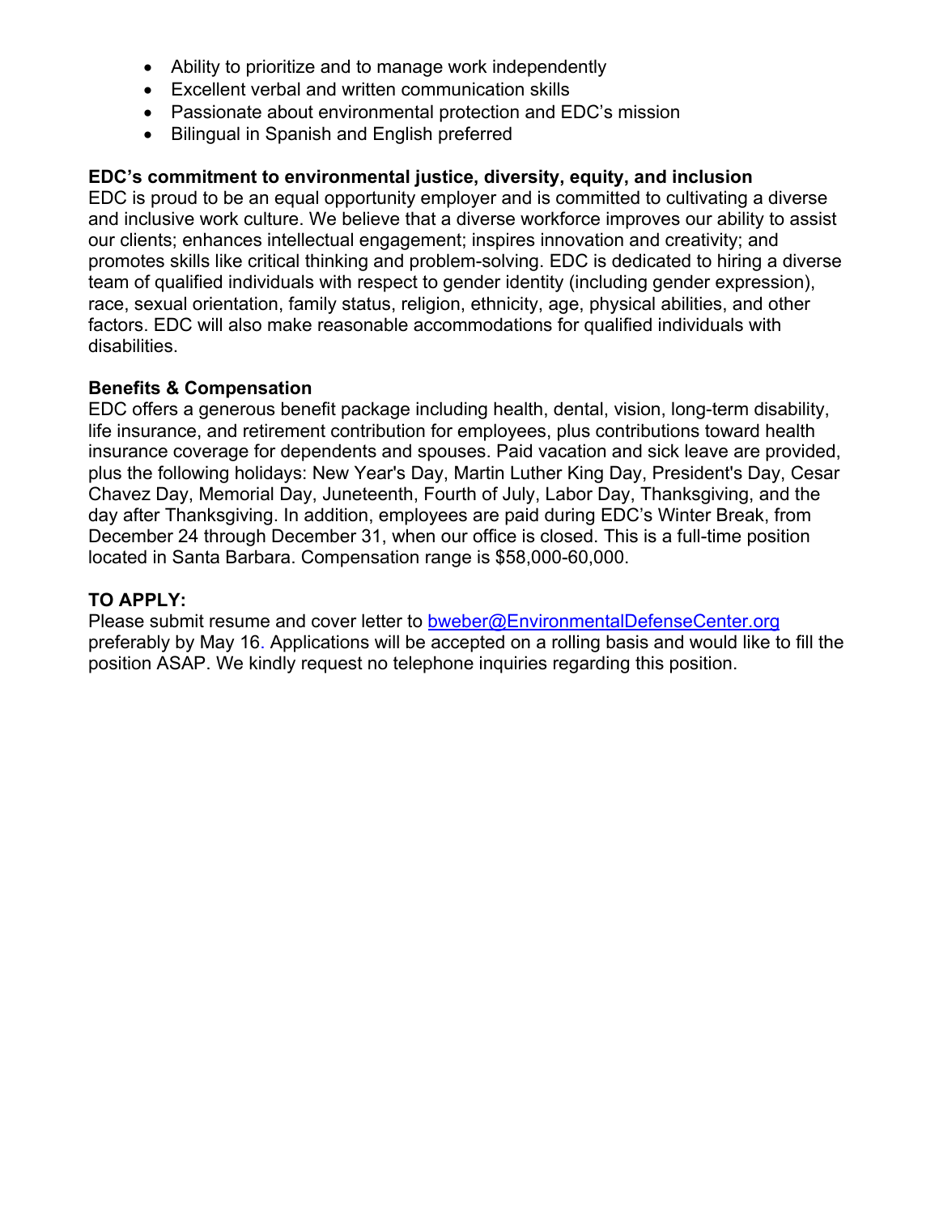- Ability to prioritize and to manage work independently
- Excellent verbal and written communication skills
- Passionate about environmental protection and EDC's mission
- Bilingual in Spanish and English preferred

**EDC's commitment to environmental justice, diversity, equity, and inclusion**

EDC is proud to be an equal opportunity employer and is committed to cultivating a diverse and inclusive work culture. We believe that a diverse workforce improves our ability to assist our clients; enhances intellectual engagement; inspires innovation and creativity; and promotes skills like critical thinking and problem-solving. EDC is dedicated to hiring a diverse team of qualified individuals with respect to gender identity (including gender expression), race, sexual orientation, family status, religion, ethnicity, age, physical abilities, and other factors. EDC will also make reasonable accommodations for qualified individuals with disabilities.

**Benefits & Compensation**

EDC offers a generous benefit package including health, dental, vision, long-term disability, life insurance, and retirement contribution for employees, plus contributions toward health insurance coverage for dependents and spouses. Paid vacation and sick leave are provided, plus the following holidays: New Year's Day, Martin Luther King Day, President's Day, Cesar Chavez Day, Memorial Day, Juneteenth, Fourth of July, Labor Day, Thanksgiving, and the day after Thanksgiving. In addition, employees are paid during EDC's Winter Break, from December 24 through December 31, when our office is closed. This is a full-time position located in Santa Barbara. Compensation range is $58,000-60,000.

**TO APPLY:**

Please submit resume and cover letter to bweber@EnvironmentalDefenseCenter.org preferably by May 16. Applications will be accepted on a rolling basis and would like to fill the position ASAP. We kindly request no telephone inquiries regarding this position.